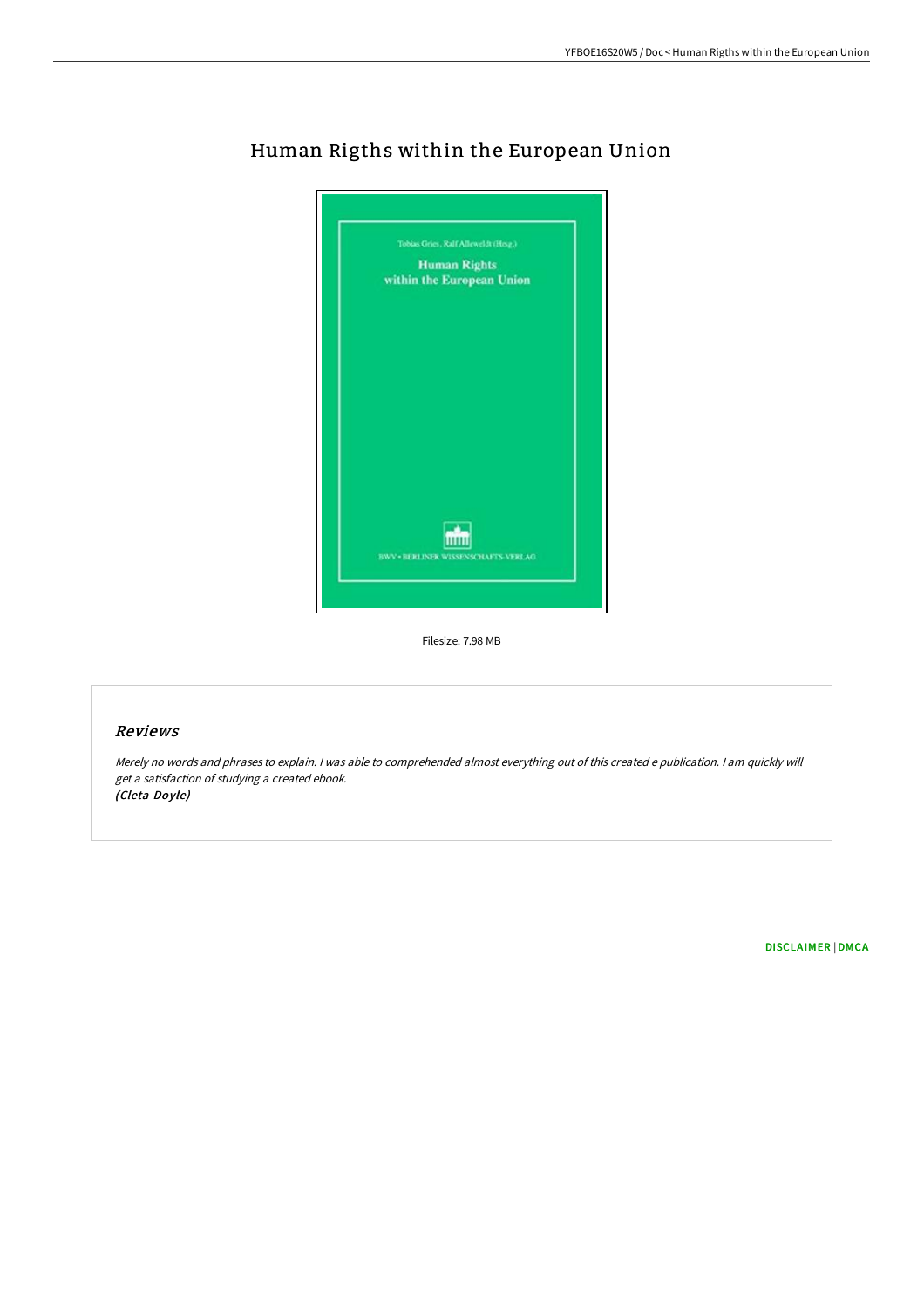# Human Rigths within the European Union

Tobias Gries, Ralf Alleweldt (Hrsg.)

Human Rights within the European Union

BWV • BERLINER WISSENSCHAFTS-VERLAG

Filesize: 7.98 MB

## Reviews

*Merely no words and phrases to explain. I was able to comprehended almost everything out of this created e publication. I am quickly will get a satisfaction of studying a created ebook.*
*(Cleta Doyle)*

DISCLAIMER | DMCA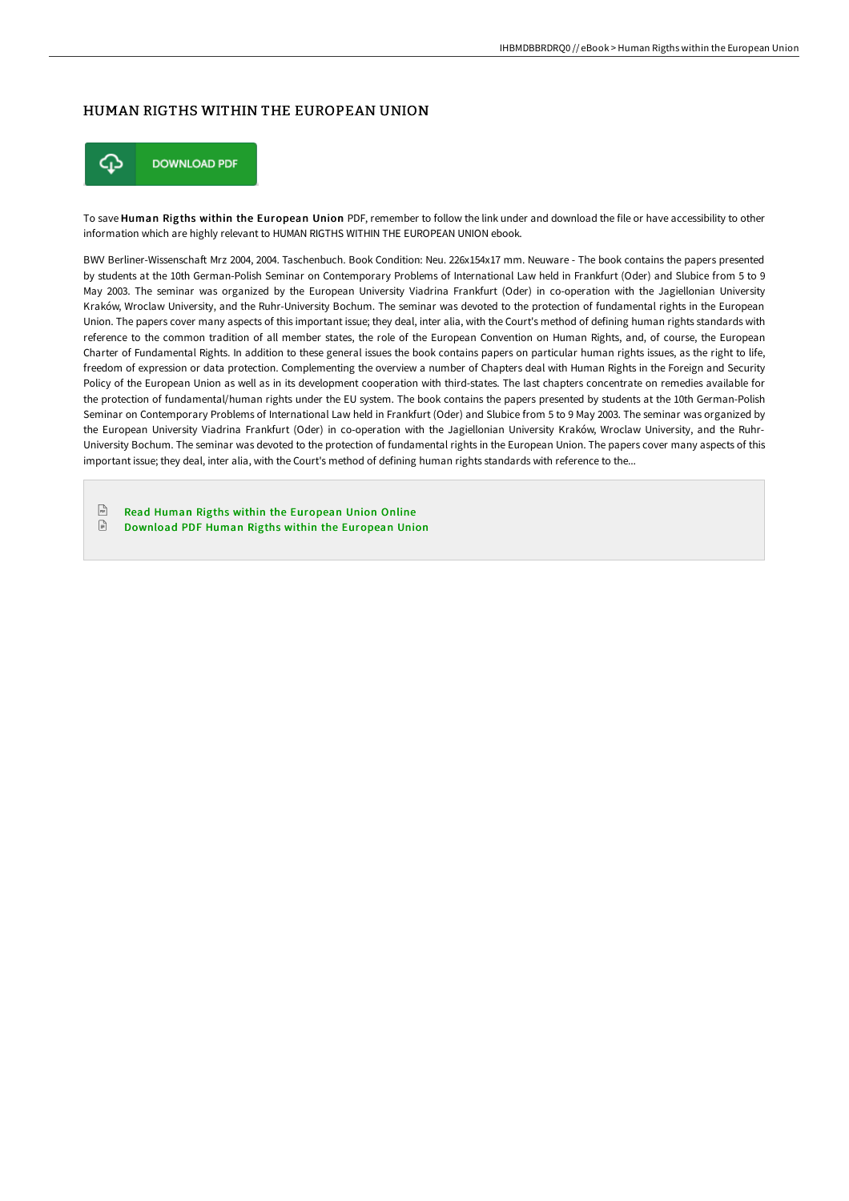# HUMAN RIGTHS WITHIN THE EUROPEAN UNION

DOWNLOAD PDF

To save **Human Rigths within the European Union** PDF, remember to follow the link under and download the file or have accessibility to other information which are highly relevant to HUMAN RIGTHS WITHIN THE EUROPEAN UNION ebook.

BWV Berliner-Wissenschaft Mrz 2004, 2004. Taschenbuch. Book Condition: Neu. 226x154x17 mm. Neuware - The book contains the papers presented by students at the 10th German-Polish Seminar on Contemporary Problems of International Law held in Frankfurt (Oder) and Slubice from 5 to 9 May 2003. The seminar was organized by the European University Viadrina Frankfurt (Oder) in co-operation with the Jagiellonian University Kraków, Wroclaw University, and the Ruhr-University Bochum. The seminar was devoted to the protection of fundamental rights in the European Union. The papers cover many aspects of this important issue; they deal, inter alia, with the Court's method of defining human rights standards with reference to the common tradition of all member states, the role of the European Convention on Human Rights, and, of course, the European Charter of Fundamental Rights. In addition to these general issues the book contains papers on particular human rights issues, as the right to life, freedom of expression or data protection. Complementing the overview a number of Chapters deal with Human Rights in the Foreign and Security Policy of the European Union as well as in its development cooperation with third-states. The last chapters concentrate on remedies available for the protection of fundamental/human rights under the EU system. The book contains the papers presented by students at the 10th German-Polish Seminar on Contemporary Problems of International Law held in Frankfurt (Oder) and Slubice from 5 to 9 May 2003. The seminar was organized by the European University Viadrina Frankfurt (Oder) in co-operation with the Jagiellonian University Kraków, Wroclaw University, and the Ruhr-University Bochum. The seminar was devoted to the protection of fundamental rights in the European Union. The papers cover many aspects of this important issue; they deal, inter alia, with the Court's method of defining human rights standards with reference to the...

- Read Human Rigths within the European Union Online
- Download PDF Human Rigths within the European Union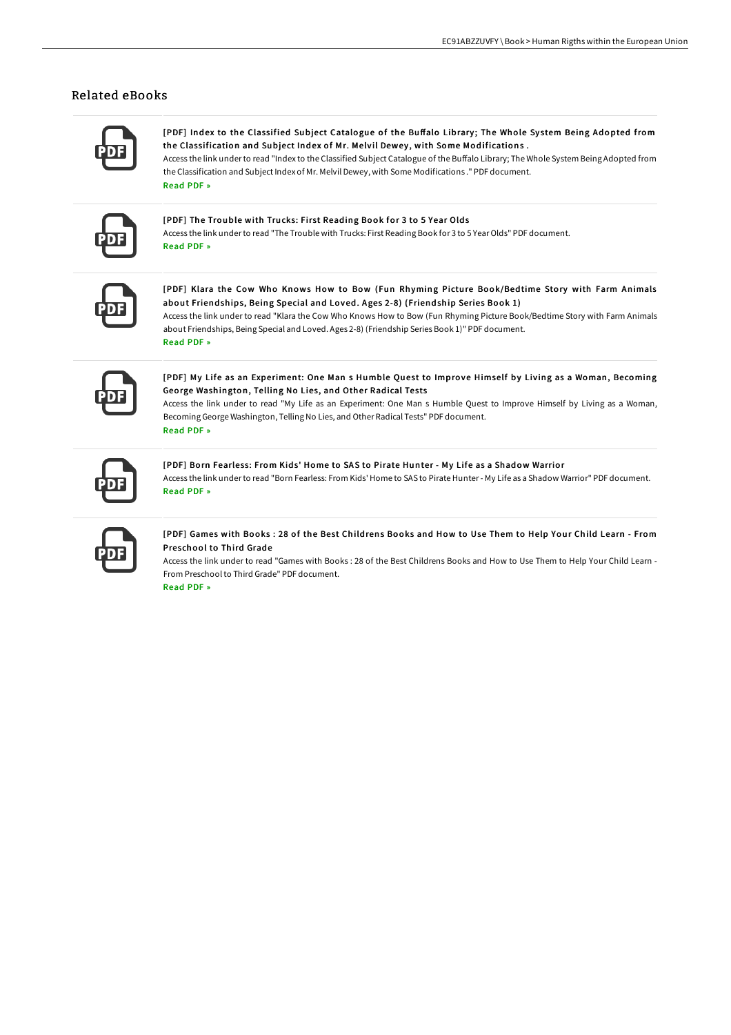## Related eBooks

**[PDF] Index to the Classified Subject Catalogue of the Buffalo Library; The Whole System Being Adopted from the Classification and Subject Index of Mr. Melvil Dewey, with Some Modifications .**

Access the link under to read "Index to the Classified Subject Catalogue of the Buffalo Library; The Whole System Being Adopted from the Classification and Subject Index of Mr. Melvil Dewey, with Some Modifications ." PDF document.

Read PDF »

**[PDF] The Trouble with Trucks: First Reading Book for 3 to 5 Year Olds**

Access the link under to read "The Trouble with Trucks: First Reading Book for 3 to 5 Year Olds" PDF document.

Read PDF »

**[PDF] Klara the Cow Who Knows How to Bow (Fun Rhyming Picture Book/Bedtime Story with Farm Animals about Friendships, Being Special and Loved. Ages 2-8) (Friendship Series Book 1)**

Access the link under to read "Klara the Cow Who Knows How to Bow (Fun Rhyming Picture Book/Bedtime Story with Farm Animals about Friendships, Being Special and Loved. Ages 2-8) (Friendship Series Book 1)" PDF document.

Read PDF »

**[PDF] My Life as an Experiment: One Man s Humble Quest to Improve Himself by Living as a Woman, Becoming George Washington, Telling No Lies, and Other Radical Tests**

Access the link under to read "My Life as an Experiment: One Man s Humble Quest to Improve Himself by Living as a Woman, Becoming George Washington, Telling No Lies, and Other Radical Tests" PDF document.

Read PDF »

**[PDF] Born Fearless: From Kids' Home to SAS to Pirate Hunter - My Life as a Shadow Warrior**

Access the link under to read "Born Fearless: From Kids' Home to SAS to Pirate Hunter - My Life as a Shadow Warrior" PDF document.

Read PDF »

**[PDF] Games with Books : 28 of the Best Childrens Books and How to Use Them to Help Your Child Learn - From Preschool to Third Grade**

Access the link under to read "Games with Books : 28 of the Best Childrens Books and How to Use Them to Help Your Child Learn - From Preschool to Third Grade" PDF document.

Read PDF »